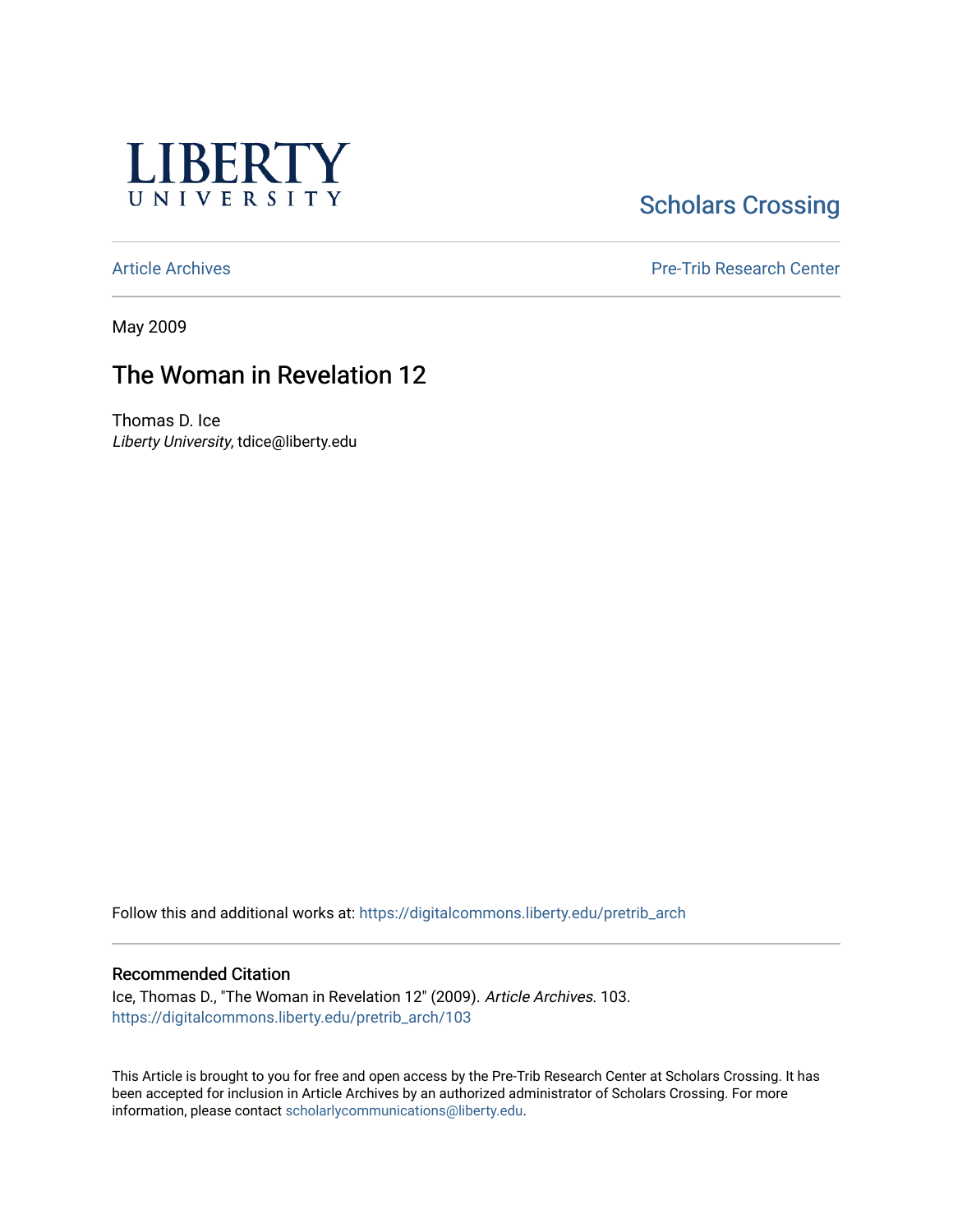LIBERTY UNIVERSITY

Scholars Crossing

Article Archives

Pre-Trib Research Center

May 2009

# The Woman in Revelation 12

Thomas D. Ice
*Liberty University*, tdice@liberty.edu

Follow this and additional works at: https://digitalcommons.liberty.edu/pretrib_arch

## Recommended Citation

Ice, Thomas D., "The Woman in Revelation 12" (2009). *Article Archives*. 103.
https://digitalcommons.liberty.edu/pretrib_arch/103

This Article is brought to you for free and open access by the Pre-Trib Research Center at Scholars Crossing. It has been accepted for inclusion in Article Archives by an authorized administrator of Scholars Crossing. For more information, please contact scholarlycommunications@liberty.edu.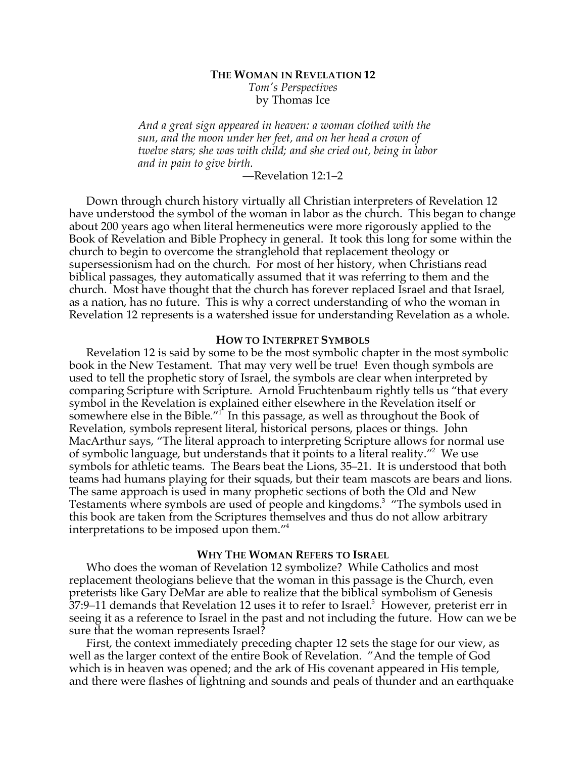# THE WOMAN IN REVELATION 12

*Tom's Perspectives*
by Thomas Ice

> *And a great sign appeared in heaven: a woman clothed with the sun, and the moon under her feet, and on her head a crown of twelve stars; she was with child; and she cried out, being in labor and in pain to give birth.*
>
> —Revelation 12:1–2

Down through church history virtually all Christian interpreters of Revelation 12 have understood the symbol of the woman in labor as the church. This began to change about 200 years ago when literal hermeneutics were more rigorously applied to the Book of Revelation and Bible Prophecy in general. It took this long for some within the church to begin to overcome the stranglehold that replacement theology or supersessionism had on the church. For most of her history, when Christians read biblical passages, they automatically assumed that it was referring to them and the church. Most have thought that the church has forever replaced Israel and that Israel, as a nation, has no future. This is why a correct understanding of who the woman in Revelation 12 represents is a watershed issue for understanding Revelation as a whole.

## HOW TO INTERPRET SYMBOLS

Revelation 12 is said by some to be the most symbolic chapter in the most symbolic book in the New Testament. That may very well be true! Even though symbols are used to tell the prophetic story of Israel, the symbols are clear when interpreted by comparing Scripture with Scripture. Arnold Fruchtenbaum rightly tells us "that every symbol in the Revelation is explained either elsewhere in the Revelation itself or somewhere else in the Bible."[1] In this passage, as well as throughout the Book of Revelation, symbols represent literal, historical persons, places or things. John MacArthur says, "The literal approach to interpreting Scripture allows for normal use of symbolic language, but understands that it points to a literal reality."[2] We use symbols for athletic teams. The Bears beat the Lions, 35–21. It is understood that both teams had humans playing for their squads, but their team mascots are bears and lions. The same approach is used in many prophetic sections of both the Old and New Testaments where symbols are used of people and kingdoms.[3] "The symbols used in this book are taken from the Scriptures themselves and thus do not allow arbitrary interpretations to be imposed upon them."[4]

## WHY THE WOMAN REFERS TO ISRAEL

Who does the woman of Revelation 12 symbolize? While Catholics and most replacement theologians believe that the woman in this passage is the Church, even preterists like Gary DeMar are able to realize that the biblical symbolism of Genesis 37:9–11 demands that Revelation 12 uses it to refer to Israel.[5] However, preterist err in seeing it as a reference to Israel in the past and not including the future. How can we be sure that the woman represents Israel?

First, the context immediately preceding chapter 12 sets the stage for our view, as well as the larger context of the entire Book of Revelation. "And the temple of God which is in heaven was opened; and the ark of His covenant appeared in His temple, and there were flashes of lightning and sounds and peals of thunder and an earthquake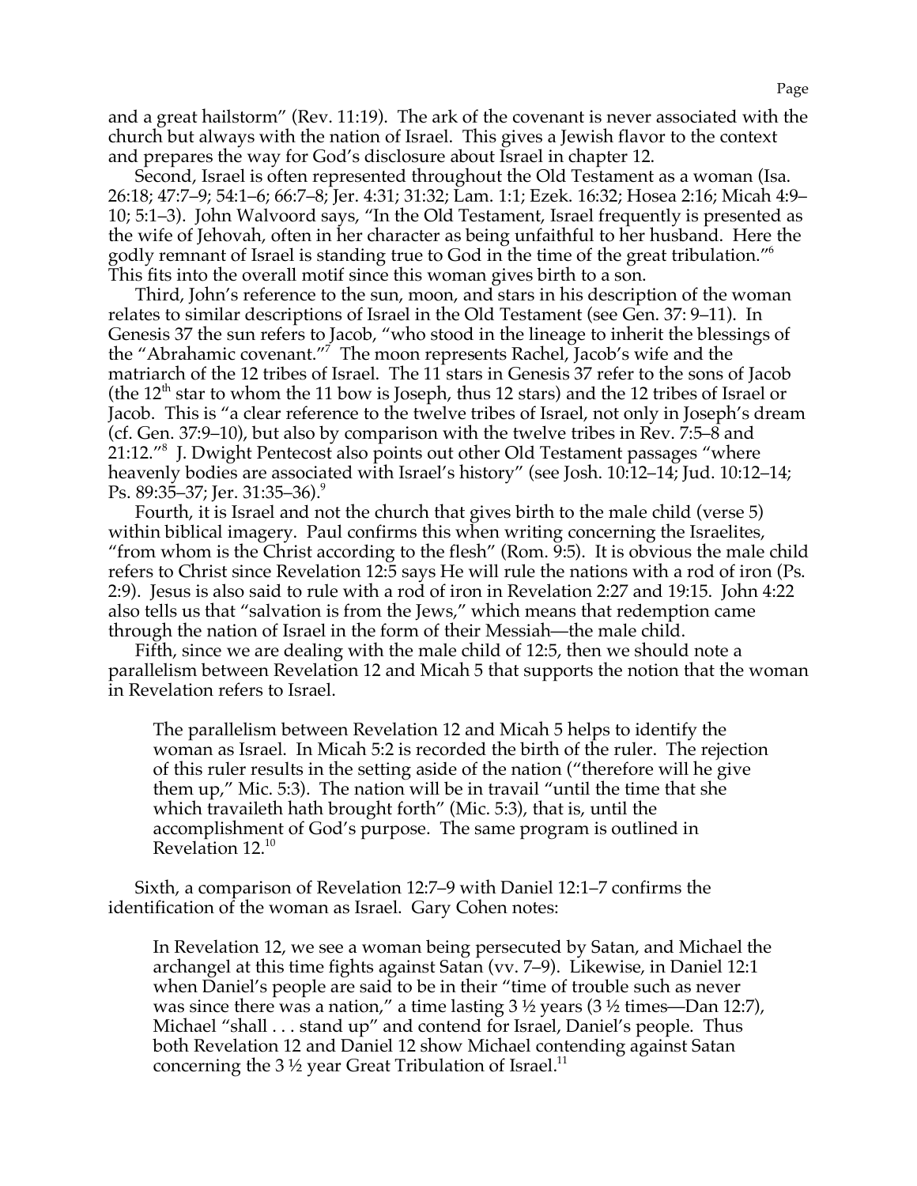and a great hailstorm" (Rev. 11:19). The ark of the covenant is never associated with the church but always with the nation of Israel. This gives a Jewish flavor to the context and prepares the way for God's disclosure about Israel in chapter 12.

Second, Israel is often represented throughout the Old Testament as a woman (Isa. 26:18; 47:7–9; 54:1–6; 66:7–8; Jer. 4:31; 31:32; Lam. 1:1; Ezek. 16:32; Hosea 2:16; Micah 4:9–10; 5:1–3). John Walvoord says, "In the Old Testament, Israel frequently is presented as the wife of Jehovah, often in her character as being unfaithful to her husband. Here the godly remnant of Israel is standing true to God in the time of the great tribulation."[6] This fits into the overall motif since this woman gives birth to a son.

Third, John's reference to the sun, moon, and stars in his description of the woman relates to similar descriptions of Israel in the Old Testament (see Gen. 37: 9–11). In Genesis 37 the sun refers to Jacob, "who stood in the lineage to inherit the blessings of the "Abrahamic covenant."[7] The moon represents Rachel, Jacob's wife and the matriarch of the 12 tribes of Israel. The 11 stars in Genesis 37 refer to the sons of Jacob (the 12th star to whom the 11 bow is Joseph, thus 12 stars) and the 12 tribes of Israel or Jacob. This is "a clear reference to the twelve tribes of Israel, not only in Joseph's dream (cf. Gen. 37:9–10), but also by comparison with the twelve tribes in Rev. 7:5–8 and 21:12."[8] J. Dwight Pentecost also points out other Old Testament passages "where heavenly bodies are associated with Israel's history" (see Josh. 10:12–14; Jud. 10:12–14; Ps. 89:35–37; Jer. 31:35–36).[9]

Fourth, it is Israel and not the church that gives birth to the male child (verse 5) within biblical imagery. Paul confirms this when writing concerning the Israelites, "from whom is the Christ according to the flesh" (Rom. 9:5). It is obvious the male child refers to Christ since Revelation 12:5 says He will rule the nations with a rod of iron (Ps. 2:9). Jesus is also said to rule with a rod of iron in Revelation 2:27 and 19:15. John 4:22 also tells us that "salvation is from the Jews," which means that redemption came through the nation of Israel in the form of their Messiah—the male child.

Fifth, since we are dealing with the male child of 12:5, then we should note a parallelism between Revelation 12 and Micah 5 that supports the notion that the woman in Revelation refers to Israel.

> The parallelism between Revelation 12 and Micah 5 helps to identify the woman as Israel. In Micah 5:2 is recorded the birth of the ruler. The rejection of this ruler results in the setting aside of the nation ("therefore will he give them up," Mic. 5:3). The nation will be in travail "until the time that she which travaileth hath brought forth" (Mic. 5:3), that is, until the accomplishment of God's purpose. The same program is outlined in Revelation 12.[10]

Sixth, a comparison of Revelation 12:7–9 with Daniel 12:1–7 confirms the identification of the woman as Israel. Gary Cohen notes:

> In Revelation 12, we see a woman being persecuted by Satan, and Michael the archangel at this time fights against Satan (vv. 7–9). Likewise, in Daniel 12:1 when Daniel's people are said to be in their "time of trouble such as never was since there was a nation," a time lasting 3 ½ years (3 ½ times—Dan 12:7), Michael "shall . . . stand up" and contend for Israel, Daniel's people. Thus both Revelation 12 and Daniel 12 show Michael contending against Satan concerning the 3 ½ year Great Tribulation of Israel.[11]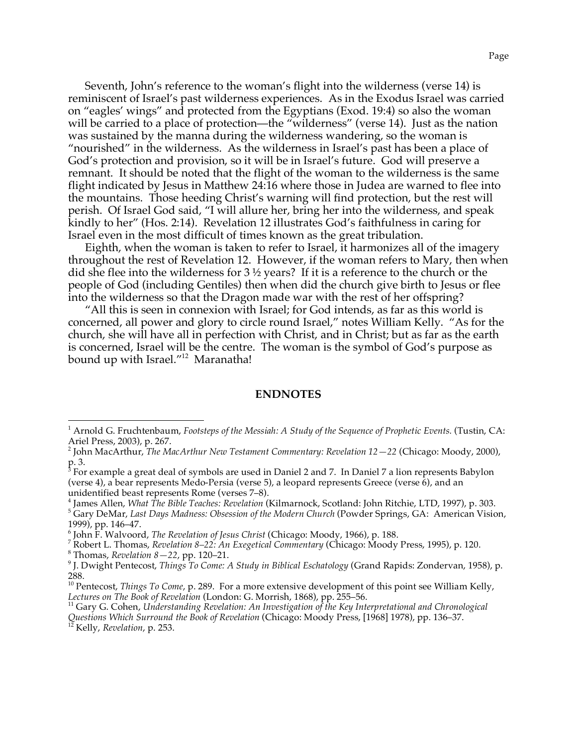Seventh, John's reference to the woman's flight into the wilderness (verse 14) is reminiscent of Israel's past wilderness experiences. As in the Exodus Israel was carried on "eagles' wings" and protected from the Egyptians (Exod. 19:4) so also the woman will be carried to a place of protection—the "wilderness" (verse 14). Just as the nation was sustained by the manna during the wilderness wandering, so the woman is "nourished" in the wilderness. As the wilderness in Israel's past has been a place of God's protection and provision, so it will be in Israel's future. God will preserve a remnant. It should be noted that the flight of the woman to the wilderness is the same flight indicated by Jesus in Matthew 24:16 where those in Judea are warned to flee into the mountains. Those heeding Christ's warning will find protection, but the rest will perish. Of Israel God said, "I will allure her, bring her into the wilderness, and speak kindly to her" (Hos. 2:14). Revelation 12 illustrates God's faithfulness in caring for Israel even in the most difficult of times known as the great tribulation.

Eighth, when the woman is taken to refer to Israel, it harmonizes all of the imagery throughout the rest of Revelation 12. However, if the woman refers to Mary, then when did she flee into the wilderness for 3 ½ years? If it is a reference to the church or the people of God (including Gentiles) then when did the church give birth to Jesus or flee into the wilderness so that the Dragon made war with the rest of her offspring?

"All this is seen in connexion with Israel; for God intends, as far as this world is concerned, all power and glory to circle round Israel," notes William Kelly. "As for the church, she will have all in perfection with Christ, and in Christ; but as far as the earth is concerned, Israel will be the centre. The woman is the symbol of God's purpose as bound up with Israel."[12] Maranatha!

## ENDNOTES

[1] Arnold G. Fruchtenbaum, *Footsteps of the Messiah: A Study of the Sequence of Prophetic Events.* (Tustin, CA: Ariel Press, 2003), p. 267.

[2] John MacArthur, *The MacArthur New Testament Commentary: Revelation 12—22* (Chicago: Moody, 2000), p. 3.

[3] For example a great deal of symbols are used in Daniel 2 and 7. In Daniel 7 a lion represents Babylon (verse 4), a bear represents Medo-Persia (verse 5), a leopard represents Greece (verse 6), and an unidentified beast represents Rome (verses 7–8).

[4] James Allen, *What The Bible Teaches: Revelation* (Kilmarnock, Scotland: John Ritchie, LTD, 1997), p. 303.

[5] Gary DeMar, *Last Days Madness: Obsession of the Modern Church* (Powder Springs, GA: American Vision, 1999), pp. 146–47.

[6] John F. Walvoord, *The Revelation of Jesus Christ* (Chicago: Moody, 1966), p. 188.

[7] Robert L. Thomas, *Revelation 8–22: An Exegetical Commentary* (Chicago: Moody Press, 1995), p. 120.

[8] Thomas, *Revelation 8—22*, pp. 120–21.

[9] J. Dwight Pentecost, *Things To Come: A Study in Biblical Eschatology* (Grand Rapids: Zondervan, 1958), p. 288.

[10] Pentecost, *Things To Come*, p. 289. For a more extensive development of this point see William Kelly, *Lectures on The Book of Revelation* (London: G. Morrish, 1868), pp. 255–56.

[11] Gary G. Cohen, *Understanding Revelation: An Investigation of the Key Interpretational and Chronological Questions Which Surround the Book of Revelation* (Chicago: Moody Press, [1968] 1978), pp. 136–37.

[12] Kelly, *Revelation*, p. 253.